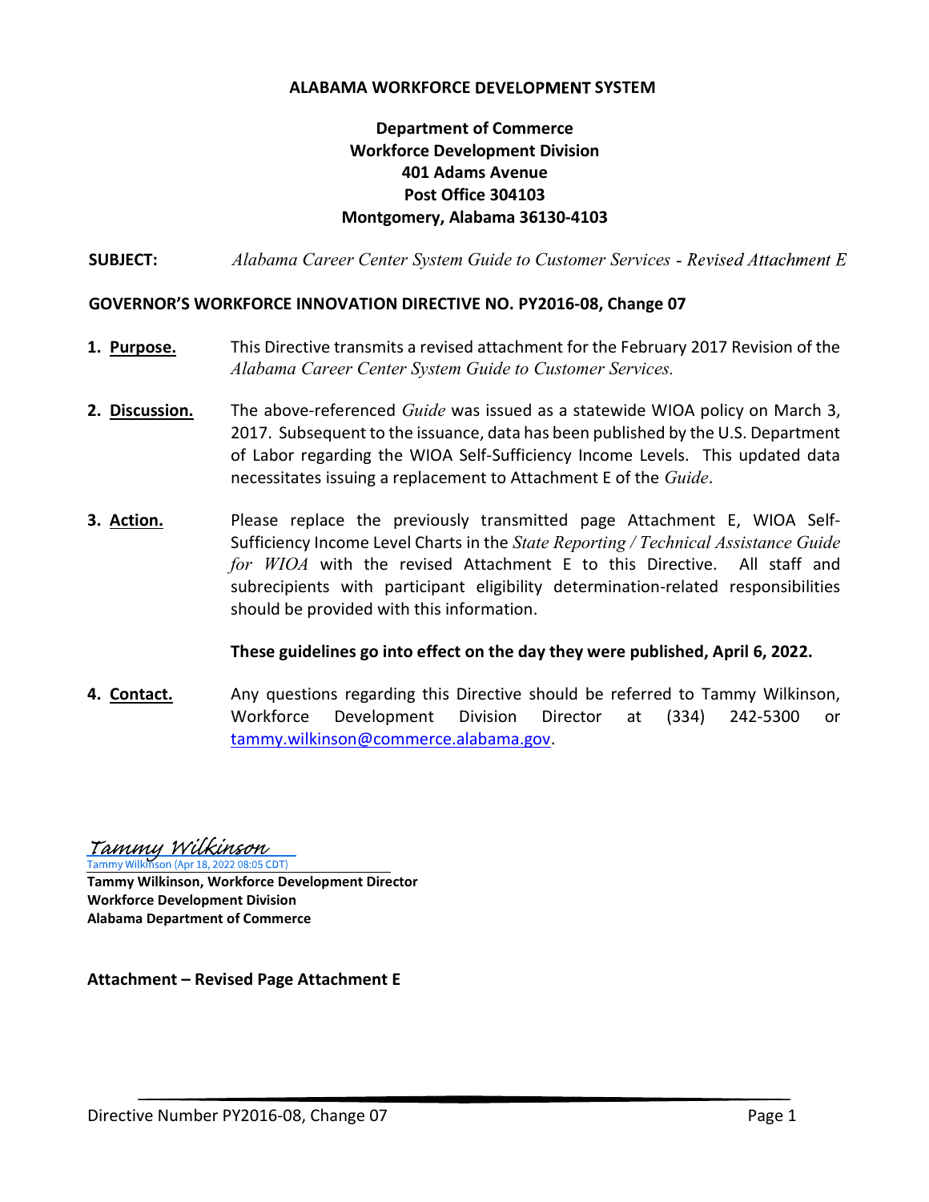**ALABAMA WORKFORCE DEVELOPMENT SYSTEM**

**Department of Commerce**
**Workforce Development Division**
**401 Adams Avenue**
**Post Office 304103**
**Montgomery, Alabama 36130-4103**

**SUBJECT:** *Alabama Career Center System Guide to Customer Services - Revised Attachment E*

**GOVERNOR'S WORKFORCE INNOVATION DIRECTIVE NO. PY2016-08, Change 07**

1. **Purpose.** This Directive transmits a revised attachment for the February 2017 Revision of the *Alabama Career Center System Guide to Customer Services.*

2. **Discussion.** The above-referenced *Guide* was issued as a statewide WIOA policy on March 3, 2017. Subsequent to the issuance, data has been published by the U.S. Department of Labor regarding the WIOA Self-Sufficiency Income Levels. This updated data necessitates issuing a replacement to Attachment E of the *Guide*.

3. **Action.** Please replace the previously transmitted page Attachment E, WIOA Self-Sufficiency Income Level Charts in the *State Reporting / Technical Assistance Guide for WIOA* with the revised Attachment E to this Directive. All staff and subrecipients with participant eligibility determination-related responsibilities should be provided with this information.

   **These guidelines go into effect on the day they were published, April 6, 2022.**

4. **Contact.** Any questions regarding this Directive should be referred to Tammy Wilkinson, Workforce Development Division Director at (334) 242-5300 or tammy.wilkinson@commerce.alabama.gov.

*Tammy Wilkinson*
Tammy Wilkinson (Apr 18, 2022 08:05 CDT)

**Tammy Wilkinson, Workforce Development Director**
**Workforce Development Division**
**Alabama Department of Commerce**

**Attachment – Revised Page Attachment E**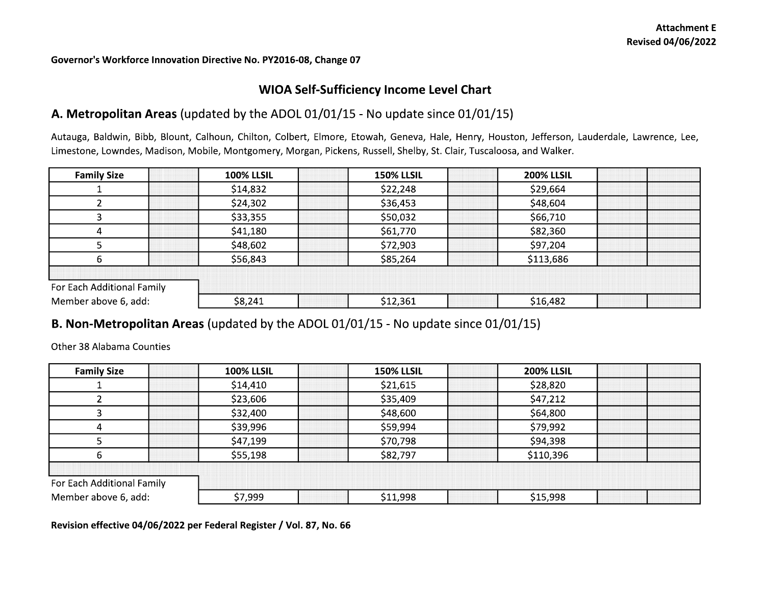**Attachment E**
**Revised 04/06/2022**

**Governor's Workforce Innovation Directive No. PY2016-08, Change 07**

## WIOA Self-Sufficiency Income Level Chart

### A. Metropolitan Areas (updated by the ADOL 01/01/15 - No update since 01/01/15)

Autauga, Baldwin, Bibb, Blount, Calhoun, Chilton, Colbert, Elmore, Etowah, Geneva, Hale, Henry, Houston, Jefferson, Lauderdale, Lawrence, Lee, Limestone, Lowndes, Madison, Mobile, Montgomery, Morgan, Pickens, Russell, Shelby, St. Clair, Tuscaloosa, and Walker.

| Family Size | 100% LLSIL | 150% LLSIL | 200% LLSIL |
|---|---|---|---|
| 1 | $14,832 | $22,248 | $29,664 |
| 2 | $24,302 | $36,453 | $48,604 |
| 3 | $33,355 | $50,032 | $66,710 |
| 4 | $41,180 | $61,770 | $82,360 |
| 5 | $48,602 | $72,903 | $97,204 |
| 6 | $56,843 | $85,264 | $113,686 |
| For Each Additional Family Member above 6, add: | $8,241 | $12,361 | $16,482 |

### B. Non-Metropolitan Areas (updated by the ADOL 01/01/15 - No update since 01/01/15)

Other 38 Alabama Counties

| Family Size | 100% LLSIL | 150% LLSIL | 200% LLSIL |
|---|---|---|---|
| 1 | $14,410 | $21,615 | $28,820 |
| 2 | $23,606 | $35,409 | $47,212 |
| 3 | $32,400 | $48,600 | $64,800 |
| 4 | $39,996 | $59,994 | $79,992 |
| 5 | $47,199 | $70,798 | $94,398 |
| 6 | $55,198 | $82,797 | $110,396 |
| For Each Additional Family Member above 6, add: | $7,999 | $11,998 | $15,998 |

**Revision effective 04/06/2022 per Federal Register / Vol. 87, No. 66**